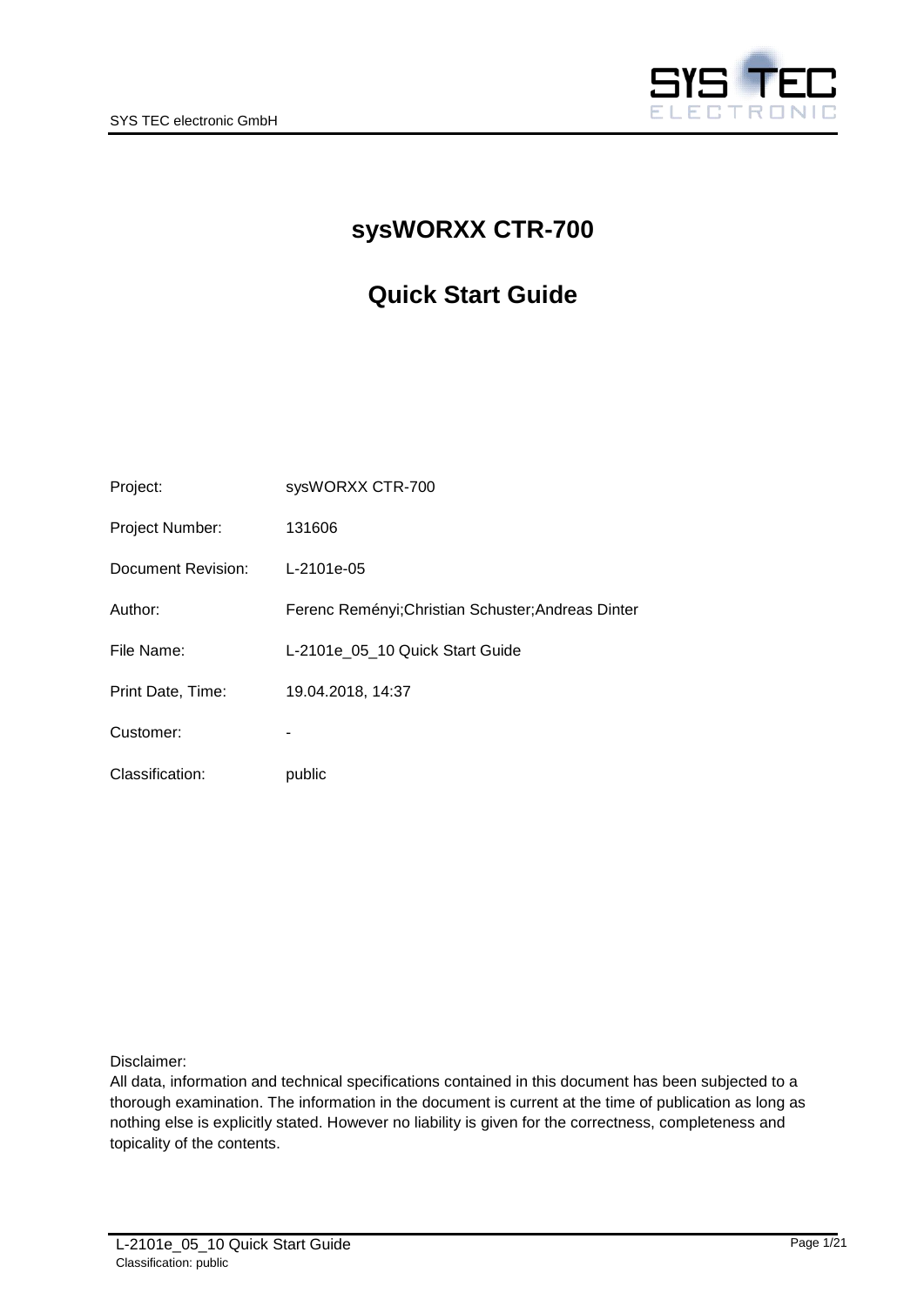# sysWORXX CTR-700

## Quick Start Guide

| | |
|---|---|
| Project: | sysWORXX CTR-700 |
| Project Number: | 131606 |
| Document Revision: | L-2101e-05 |
| Author: | Ferenc Reményi;Christian Schuster;Andreas Dinter |
| File Name: | L-2101e_05_10 Quick Start Guide |
| Print Date, Time: | 19.04.2018, 14:37 |
| Customer: | - |
| Classification: | public |

Disclaimer:
All data, information and technical specifications contained in this document has been subjected to a thorough examination. The information in the document is current at the time of publication as long as nothing else is explicitly stated. However no liability is given for the correctness, completeness and topicality of the contents.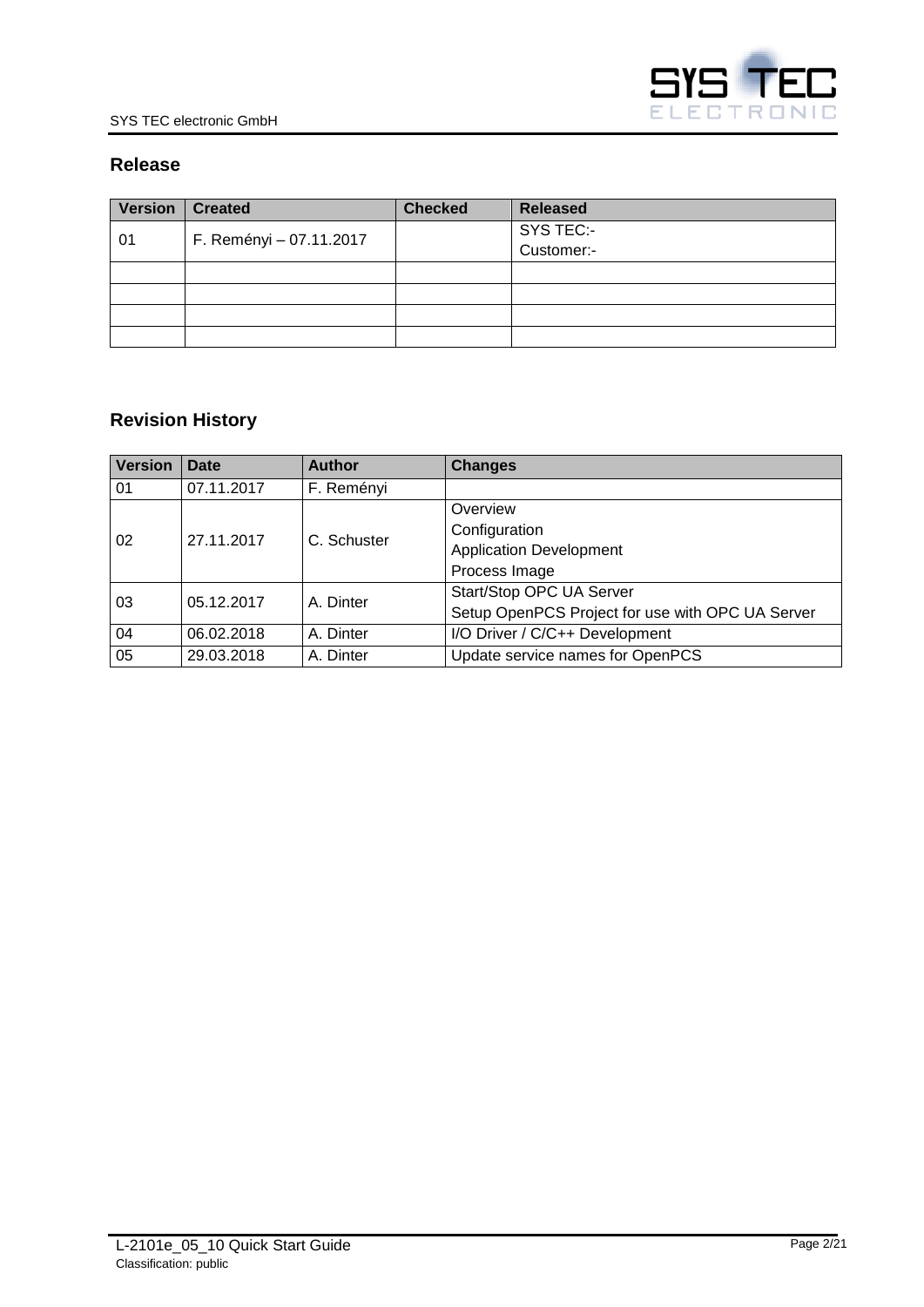## Release

| Version | Created | Checked | Released |
|---|---|---|---|
| 01 | F. Reményi – 07.11.2017 | | SYS TEC:-<br>Customer:- |
| | | | |
| | | | |
| | | | |
| | | | |

## Revision History

| Version | Date | Author | Changes |
|---|---|---|---|
| 01 | 07.11.2017 | F. Reményi | |
| 02 | 27.11.2017 | C. Schuster | Overview<br>Configuration<br>Application Development<br>Process Image |
| 03 | 05.12.2017 | A. Dinter | Start/Stop OPC UA Server<br>Setup OpenPCS Project for use with OPC UA Server |
| 04 | 06.02.2018 | A. Dinter | I/O Driver / C/C++ Development |
| 05 | 29.03.2018 | A. Dinter | Update service names for OpenPCS |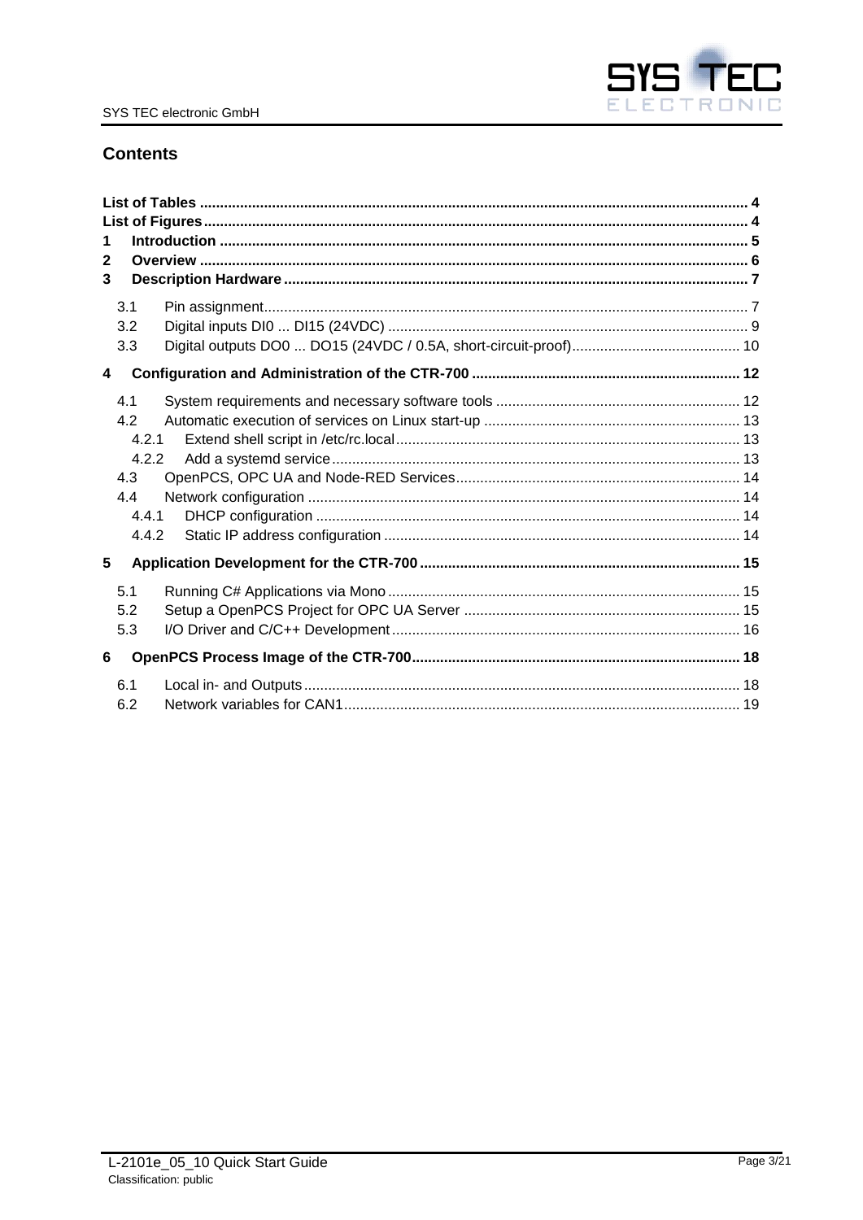## Contents

**List of Tables** .......... 4
**List of Figures** .......... 4
**1 Introduction** .......... 5
**2 Overview** .......... 6
**3 Description Hardware** .......... 7

- 3.1 Pin assignment .......... 7
- 3.2 Digital inputs DI0 ... DI15 (24VDC) .......... 9
- 3.3 Digital outputs DO0 ... DO15 (24VDC / 0.5A, short-circuit-proof) .......... 10

**4 Configuration and Administration of the CTR-700** .......... 12

- 4.1 System requirements and necessary software tools .......... 12
- 4.2 Automatic execution of services on Linux start-up .......... 13
  - 4.2.1 Extend shell script in /etc/rc.local .......... 13
  - 4.2.2 Add a systemd service .......... 13
- 4.3 OpenPCS, OPC UA and Node-RED Services .......... 14
- 4.4 Network configuration .......... 14
  - 4.4.1 DHCP configuration .......... 14
  - 4.4.2 Static IP address configuration .......... 14

**5 Application Development for the CTR-700** .......... 15

- 5.1 Running C# Applications via Mono .......... 15
- 5.2 Setup a OpenPCS Project for OPC UA Server .......... 15
- 5.3 I/O Driver and C/C++ Development .......... 16

**6 OpenPCS Process Image of the CTR-700** .......... 18

- 6.1 Local in- and Outputs .......... 18
- 6.2 Network variables for CAN1 .......... 19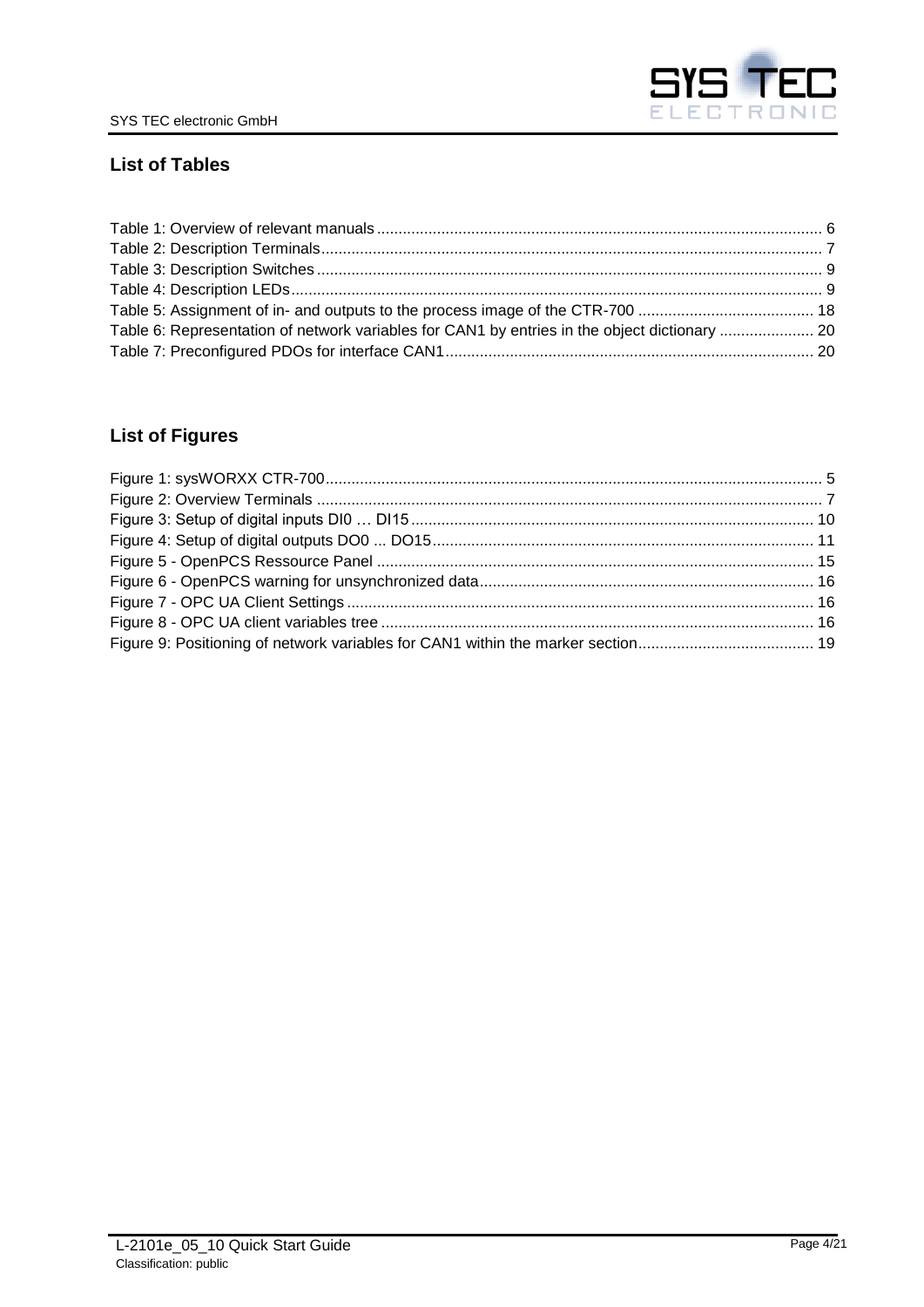## List of Tables

Table 1: Overview of relevant manuals ....................................................................................................... 6
Table 2: Description Terminals .................................................................................................................... 7
Table 3: Description Switches ...................................................................................................................... 9
Table 4: Description LEDs ............................................................................................................................ 9
Table 5: Assignment of in- and outputs to the process image of the CTR-700 ......................................... 18
Table 6: Representation of network variables for CAN1 by entries in the object dictionary ...................... 20
Table 7: Preconfigured PDOs for interface CAN1 ...................................................................................... 20

## List of Figures

Figure 1: sysWORXX CTR-700 ................................................................................................................... 5
Figure 2: Overview Terminals ...................................................................................................................... 7
Figure 3: Setup of digital inputs DI0 … DI15 .............................................................................................. 10
Figure 4: Setup of digital outputs DO0 ... DO15 ......................................................................................... 11
Figure 5 - OpenPCS Ressource Panel ...................................................................................................... 15
Figure 6 - OpenPCS warning for unsynchronized data .............................................................................. 16
Figure 7 - OPC UA Client Settings ............................................................................................................. 16
Figure 8 - OPC UA client variables tree ..................................................................................................... 16
Figure 9: Positioning of network variables for CAN1 within the marker section ......................................... 19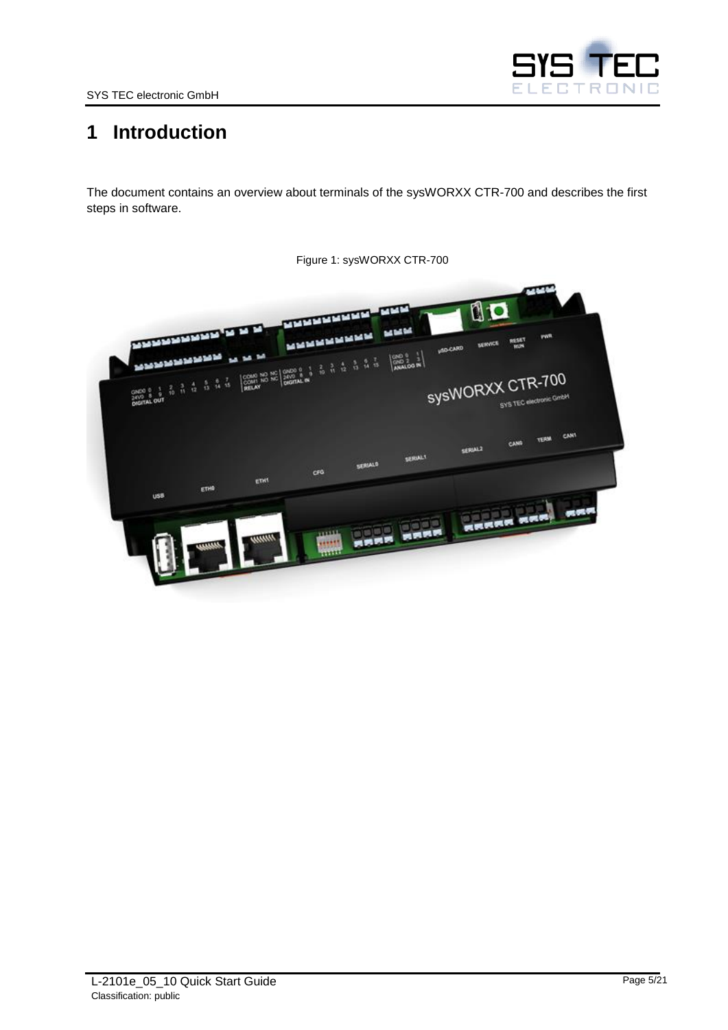# 1 Introduction

The document contains an overview about terminals of the sysWORXX CTR-700 and describes the first steps in software.

Figure 1: sysWORXX CTR-700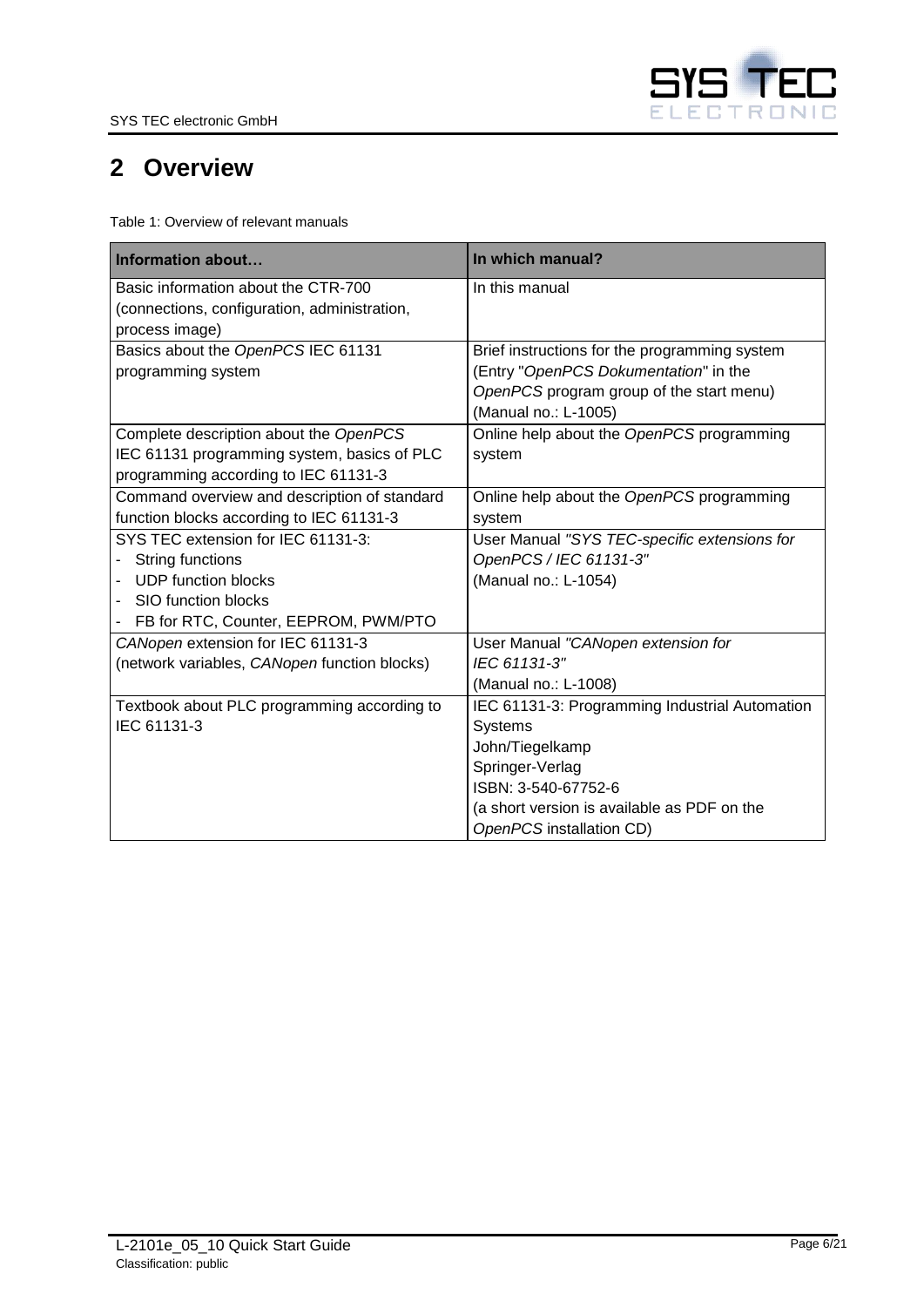# 2 Overview

Table 1: Overview of relevant manuals

| Information about… | In which manual? |
|---|---|
| Basic information about the CTR-700 (connections, configuration, administration, process image) | In this manual |
| Basics about the *OpenPCS* IEC 61131 programming system | Brief instructions for the programming system (Entry "*OpenPCS Dokumentation*" in the *OpenPCS* program group of the start menu) (Manual no.: L-1005) |
| Complete description about the *OpenPCS* IEC 61131 programming system, basics of PLC programming according to IEC 61131-3 | Online help about the *OpenPCS* programming system |
| Command overview and description of standard function blocks according to IEC 61131-3 | Online help about the *OpenPCS* programming system |
| SYS TEC extension for IEC 61131-3:<br>- String functions<br>- UDP function blocks<br>- SIO function blocks<br>- FB for RTC, Counter, EEPROM, PWM/PTO | User Manual *"SYS TEC-specific extensions for OpenPCS / IEC 61131-3"* (Manual no.: L-1054) |
| *CANopen* extension for IEC 61131-3 (network variables, *CANopen* function blocks) | User Manual *"CANopen extension for IEC 61131-3"* (Manual no.: L-1008) |
| Textbook about PLC programming according to IEC 61131-3 | IEC 61131-3: Programming Industrial Automation Systems<br>John/Tiegelkamp<br>Springer-Verlag<br>ISBN: 3-540-67752-6<br>(a short version is available as PDF on the *OpenPCS* installation CD) |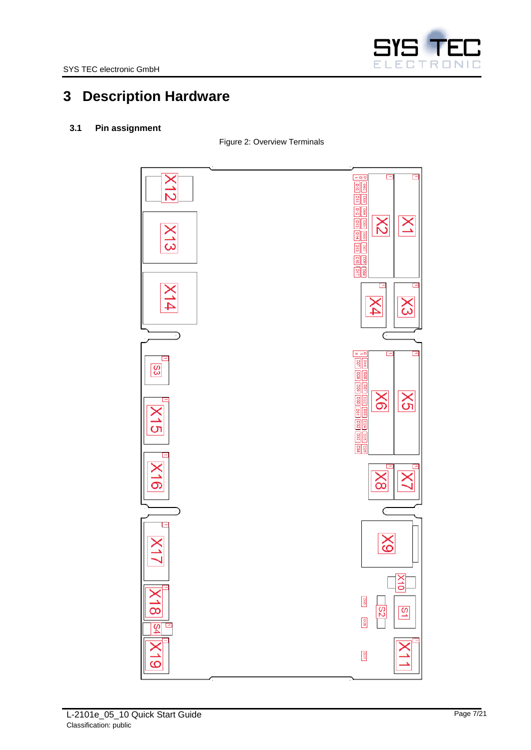# 3 Description Hardware

## 3.1 Pin assignment

Figure 2: Overview Terminals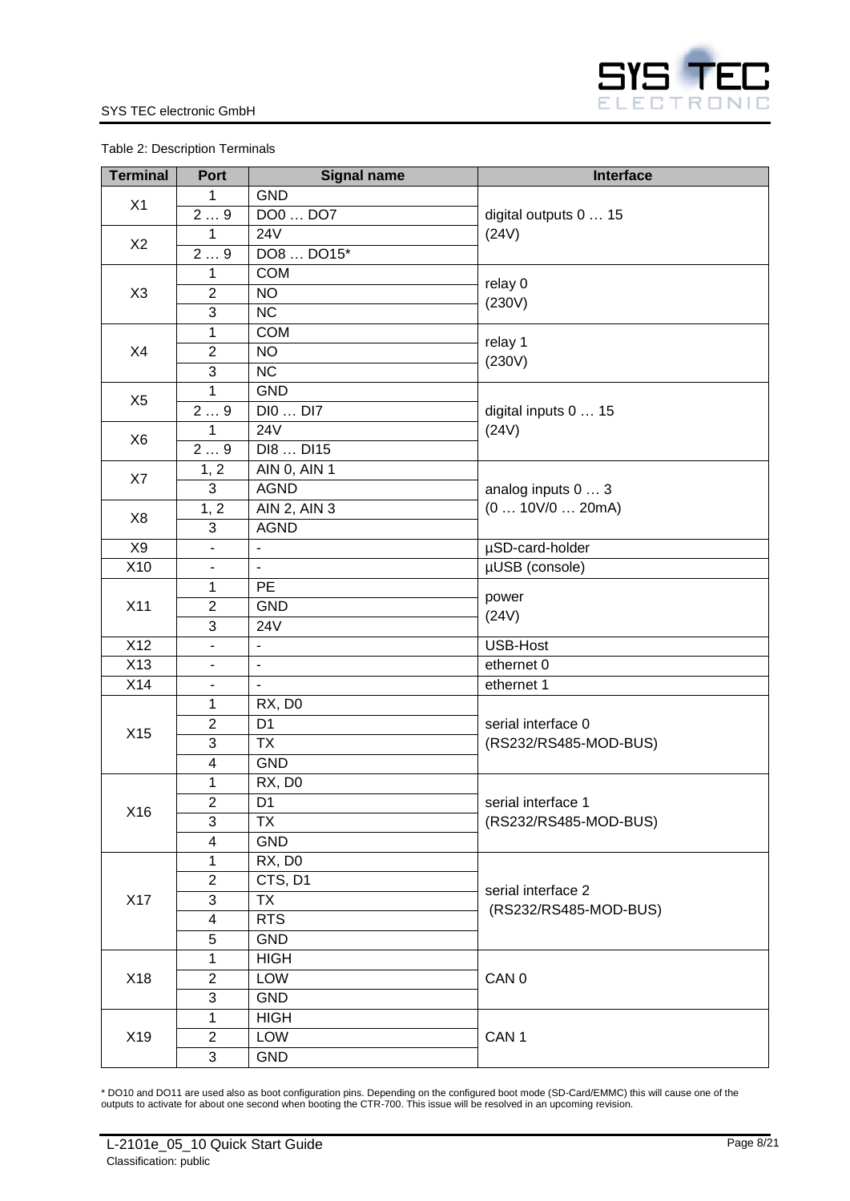Table 2: Description Terminals

| Terminal | Port | Signal name | Interface |
|---|---|---|---|
| X1 | 1 | GND | digital outputs 0 … 15 (24V) |
| | 2 … 9 | DO0 … DO7 | |
| X2 | 1 | 24V | |
| | 2 … 9 | DO8 … DO15* | |
| X3 | 1 | COM | relay 0 (230V) |
| | 2 | NO | |
| | 3 | NC | |
| X4 | 1 | COM | relay 1 (230V) |
| | 2 | NO | |
| | 3 | NC | |
| X5 | 1 | GND | digital inputs 0 … 15 (24V) |
| | 2 … 9 | DI0 … DI7 | |
| X6 | 1 | 24V | |
| | 2 … 9 | DI8 … DI15 | |
| X7 | 1, 2 | AIN 0, AIN 1 | analog inputs 0 … 3 (0 … 10V/0 … 20mA) |
| | 3 | AGND | |
| X8 | 1, 2 | AIN 2, AIN 3 | |
| | 3 | AGND | |
| X9 | - | - | µSD-card-holder |
| X10 | - | - | µUSB (console) |
| X11 | 1 | PE | power (24V) |
| | 2 | GND | |
| | 3 | 24V | |
| X12 | - | - | USB-Host |
| X13 | - | - | ethernet 0 |
| X14 | - | - | ethernet 1 |
| X15 | 1 | RX, D0 | serial interface 0 (RS232/RS485-MOD-BUS) |
| | 2 | D1 | |
| | 3 | TX | |
| | 4 | GND | |
| X16 | 1 | RX, D0 | serial interface 1 (RS232/RS485-MOD-BUS) |
| | 2 | D1 | |
| | 3 | TX | |
| | 4 | GND | |
| X17 | 1 | RX, D0 | serial interface 2 (RS232/RS485-MOD-BUS) |
| | 2 | CTS, D1 | |
| | 3 | TX | |
| | 4 | RTS | |
| | 5 | GND | |
| X18 | 1 | HIGH | CAN 0 |
| | 2 | LOW | |
| | 3 | GND | |
| X19 | 1 | HIGH | CAN 1 |
| | 2 | LOW | |
| | 3 | GND | |

* DO10 and DO11 are used also as boot configuration pins. Depending on the configured boot mode (SD-Card/EMMC) this will cause one of the outputs to activate for about one second when booting the CTR-700. This issue will be resolved in an upcoming revision.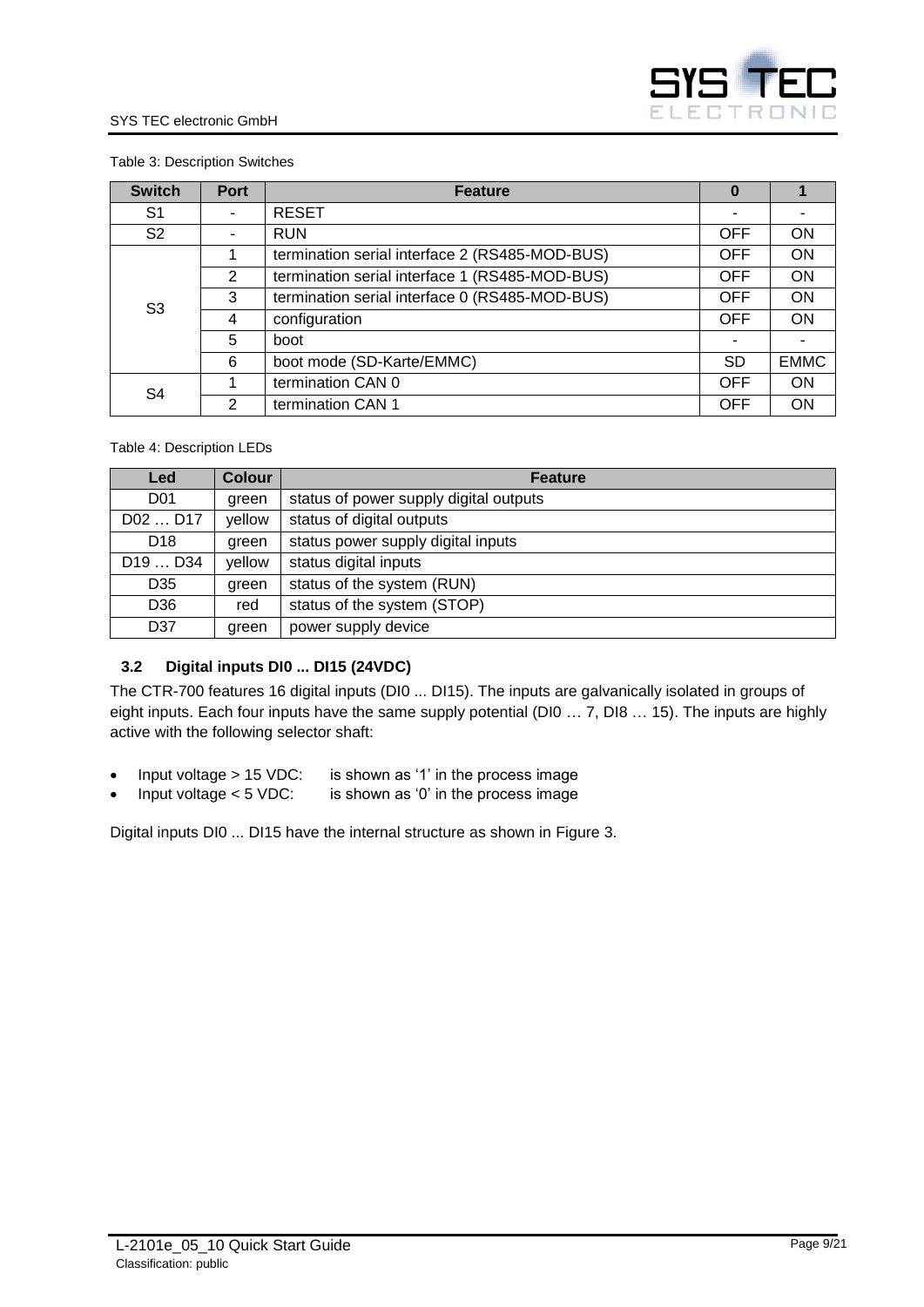Table 3: Description Switches

| Switch | Port | Feature | 0 | 1 |
|---|---|---|---|---|
| S1 | - | RESET | - | - |
| S2 | - | RUN | OFF | ON |
| S3 | 1 | termination serial interface 2 (RS485-MOD-BUS) | OFF | ON |
| | 2 | termination serial interface 1 (RS485-MOD-BUS) | OFF | ON |
| | 3 | termination serial interface 0 (RS485-MOD-BUS) | OFF | ON |
| | 4 | configuration | OFF | ON |
| | 5 | boot | - | - |
| | 6 | boot mode (SD-Karte/EMMC) | SD | EMMC |
| S4 | 1 | termination CAN 0 | OFF | ON |
| | 2 | termination CAN 1 | OFF | ON |

Table 4: Description LEDs

| Led | Colour | Feature |
|---|---|---|
| D01 | green | status of power supply digital outputs |
| D02 … D17 | yellow | status of digital outputs |
| D18 | green | status power supply digital inputs |
| D19 … D34 | yellow | status digital inputs |
| D35 | green | status of the system (RUN) |
| D36 | red | status of the system (STOP) |
| D37 | green | power supply device |

### 3.2 Digital inputs DI0 ... DI15 (24VDC)

The CTR-700 features 16 digital inputs (DI0 ... DI15). The inputs are galvanically isolated in groups of eight inputs. Each four inputs have the same supply potential (DI0 … 7, DI8 … 15). The inputs are highly active with the following selector shaft:

- Input voltage > 15 VDC: is shown as ‘1’ in the process image
- Input voltage < 5 VDC: is shown as ‘0’ in the process image

Digital inputs DI0 ... DI15 have the internal structure as shown in Figure 3.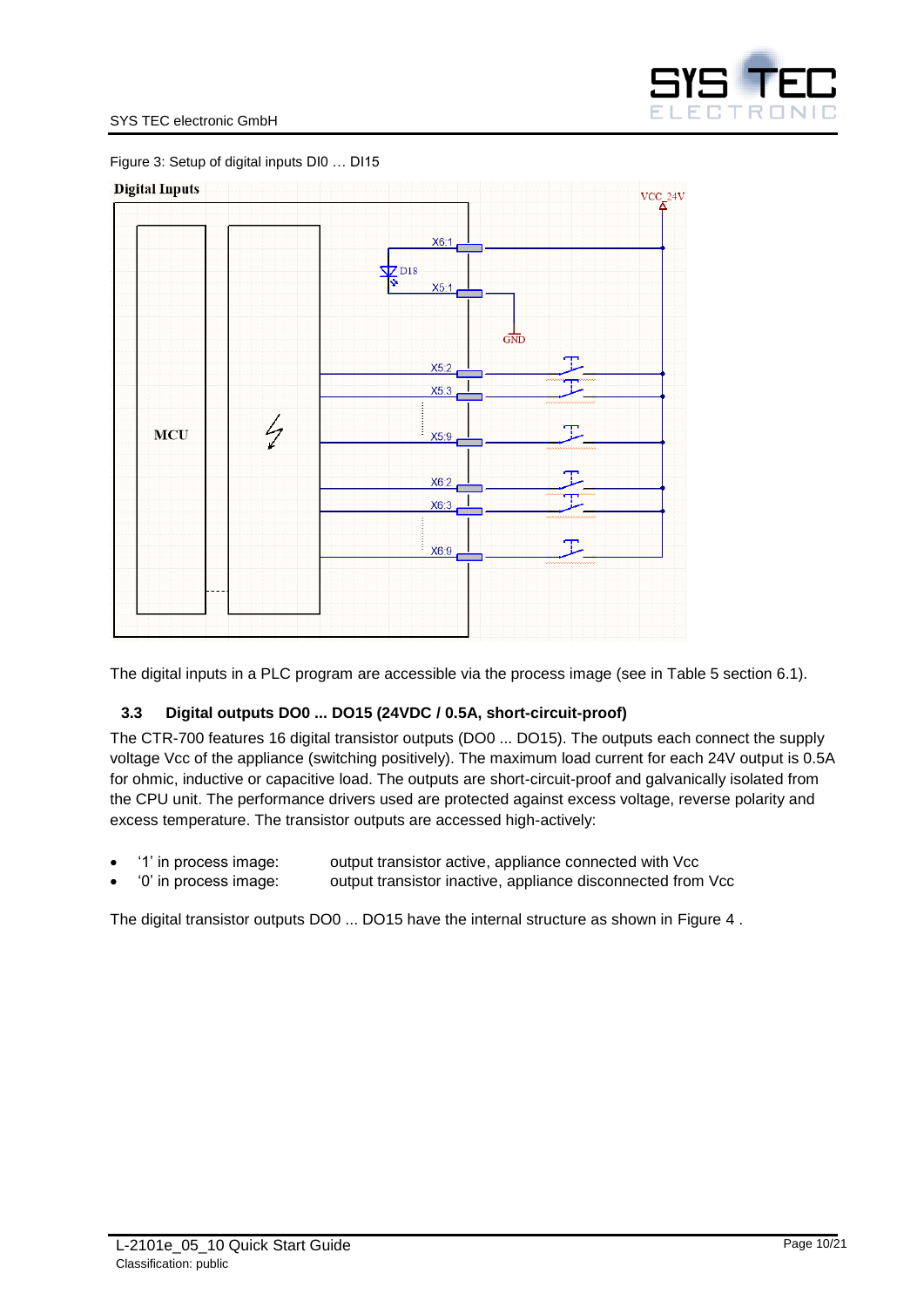Figure 3: Setup of digital inputs DI0 … DI15

The digital inputs in a PLC program are accessible via the process image (see in Table 5 section 6.1).

### 3.3 Digital outputs DO0 ... DO15 (24VDC / 0.5A, short-circuit-proof)

The CTR-700 features 16 digital transistor outputs (DO0 ... DO15). The outputs each connect the supply voltage Vcc of the appliance (switching positively). The maximum load current for each 24V output is 0.5A for ohmic, inductive or capacitive load. The outputs are short-circuit-proof and galvanically isolated from the CPU unit. The performance drivers used are protected against excess voltage, reverse polarity and excess temperature. The transistor outputs are accessed high-actively:

- '1' in process image: output transistor active, appliance connected with Vcc
- '0' in process image: output transistor inactive, appliance disconnected from Vcc

The digital transistor outputs DO0 ... DO15 have the internal structure as shown in Figure 4 .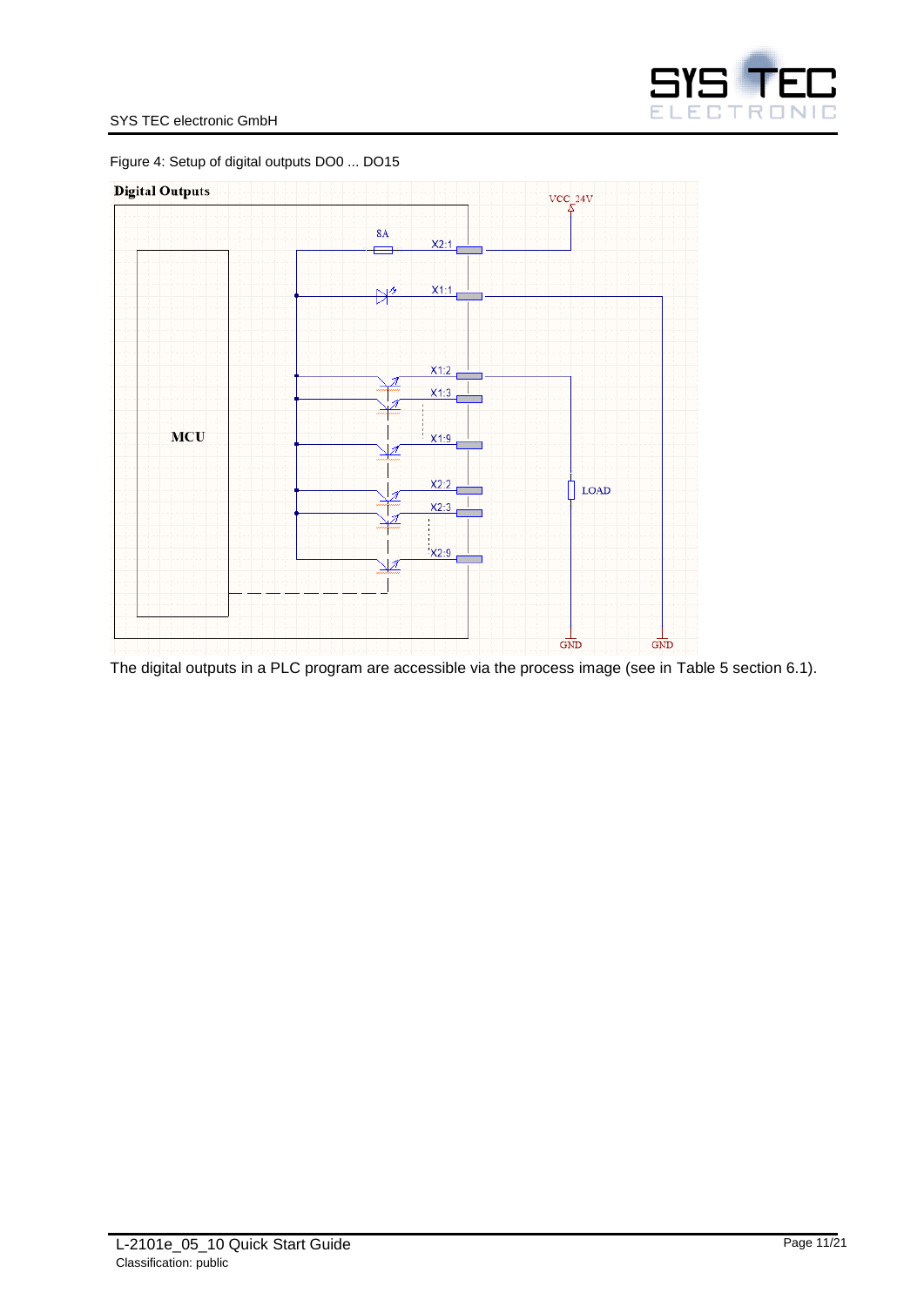Figure 4: Setup of digital outputs DO0 ... DO15

The digital outputs in a PLC program are accessible via the process image (see in Table 5 section 6.1).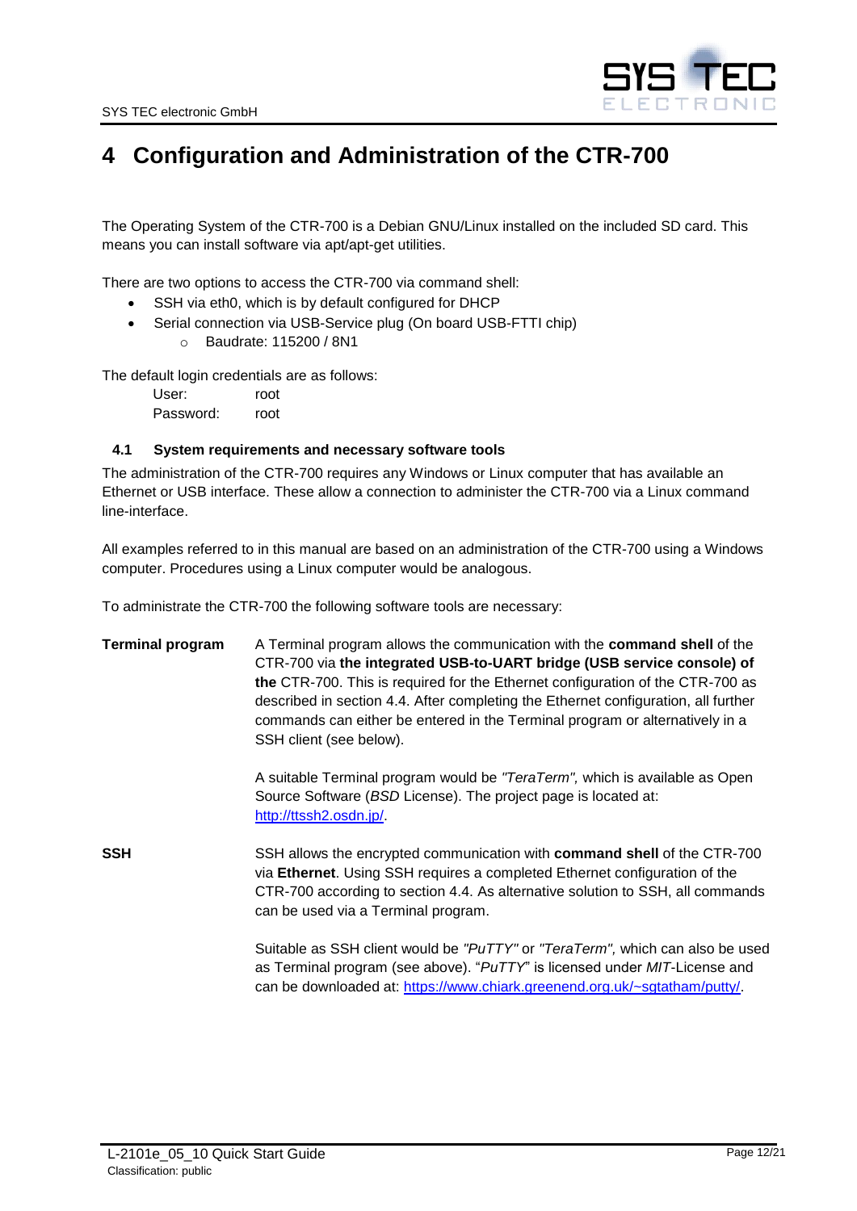# 4 Configuration and Administration of the CTR-700

The Operating System of the CTR-700 is a Debian GNU/Linux installed on the included SD card. This means you can install software via apt/apt-get utilities.

There are two options to access the CTR-700 via command shell:

- SSH via eth0, which is by default configured for DHCP
- Serial connection via USB-Service plug (On board USB-FTTI chip)
  - Baudrate: 115200 / 8N1

The default login credentials are as follows:

User: root
Password: root

## 4.1 System requirements and necessary software tools

The administration of the CTR-700 requires any Windows or Linux computer that has available an Ethernet or USB interface. These allow a connection to administer the CTR-700 via a Linux command line-interface.

All examples referred to in this manual are based on an administration of the CTR-700 using a Windows computer. Procedures using a Linux computer would be analogous.

To administrate the CTR-700 the following software tools are necessary:

**Terminal program** A Terminal program allows the communication with the **command shell** of the CTR-700 via **the integrated USB-to-UART bridge (USB service console) of the** CTR-700. This is required for the Ethernet configuration of the CTR-700 as described in section 4.4. After completing the Ethernet configuration, all further commands can either be entered in the Terminal program or alternatively in a SSH client (see below).

A suitable Terminal program would be *"TeraTerm",* which is available as Open Source Software (*BSD* License). The project page is located at: http://ttssh2.osdn.jp/.

**SSH** SSH allows the encrypted communication with **command shell** of the CTR-700 via **Ethernet**. Using SSH requires a completed Ethernet configuration of the CTR-700 according to section 4.4. As alternative solution to SSH, all commands can be used via a Terminal program.

Suitable as SSH client would be *"PuTTY"* or *"TeraTerm",* which can also be used as Terminal program (see above). "*PuTTY*" is licensed under *MIT*-License and can be downloaded at: https://www.chiark.greenend.org.uk/~sgtatham/putty/.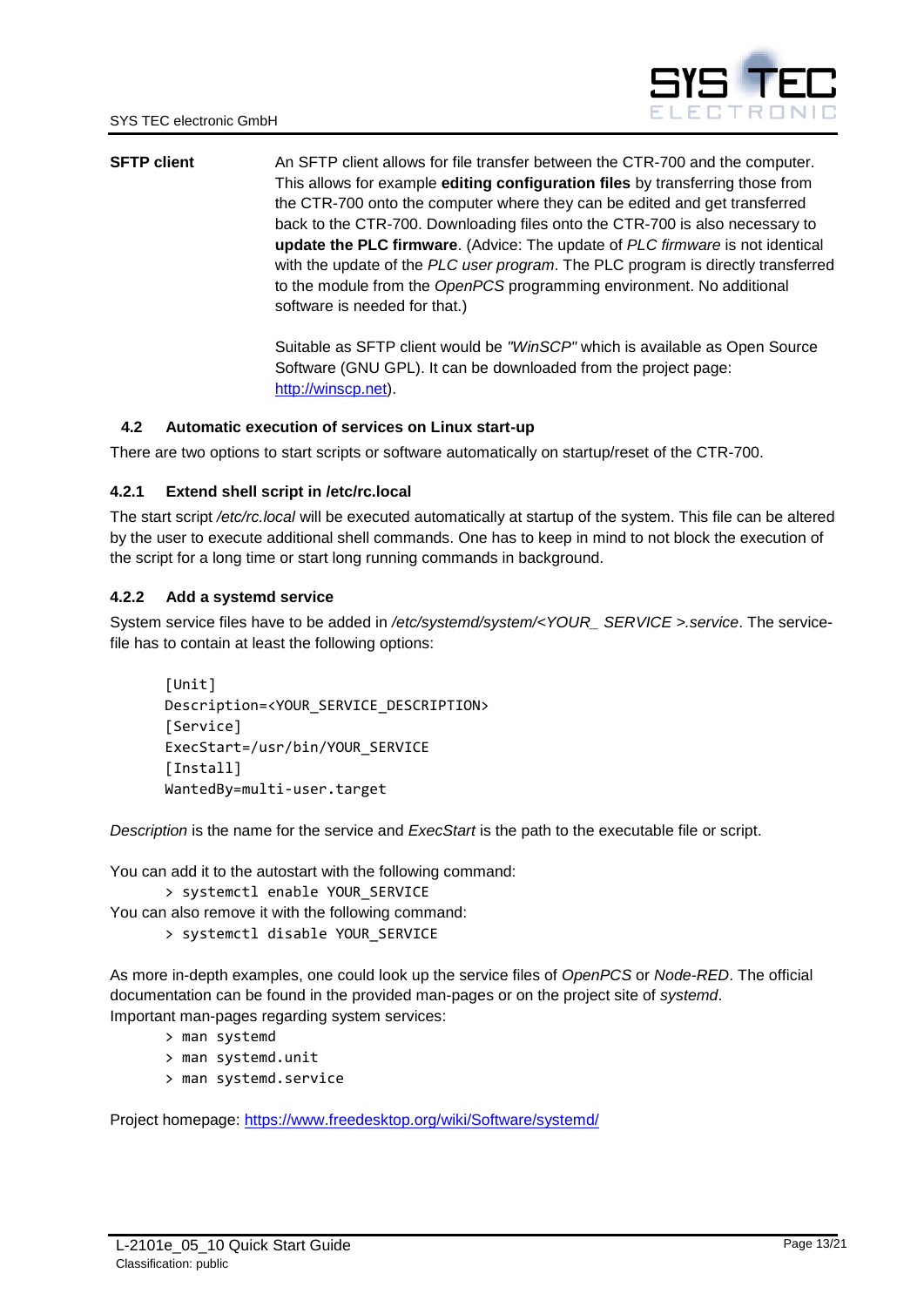**SFTP client**

An SFTP client allows for file transfer between the CTR-700 and the computer. This allows for example **editing configuration files** by transferring those from the CTR-700 onto the computer where they can be edited and get transferred back to the CTR-700. Downloading files onto the CTR-700 is also necessary to **update the PLC firmware**. (Advice: The update of *PLC firmware* is not identical with the update of the *PLC user program*. The PLC program is directly transferred to the module from the *OpenPCS* programming environment. No additional software is needed for that.)

Suitable as SFTP client would be *"WinSCP"* which is available as Open Source Software (GNU GPL). It can be downloaded from the project page: [http://winscp.net](http://winscp.net)).

## 4.2 Automatic execution of services on Linux start-up

There are two options to start scripts or software automatically on startup/reset of the CTR-700.

### 4.2.1 Extend shell script in /etc/rc.local

The start script */etc/rc.local* will be executed automatically at startup of the system. This file can be altered by the user to execute additional shell commands. One has to keep in mind to not block the execution of the script for a long time or start long running commands in background.

### 4.2.2 Add a systemd service

System service files have to be added in */etc/systemd/system/<YOUR_ SERVICE >.service*. The service-file has to contain at least the following options:

```
[Unit]
Description=<YOUR_SERVICE_DESCRIPTION>
[Service]
ExecStart=/usr/bin/YOUR_SERVICE
[Install]
WantedBy=multi-user.target
```

*Description* is the name for the service and *ExecStart* is the path to the executable file or script.

You can add it to the autostart with the following command:

```
> systemctl enable YOUR_SERVICE
```

You can also remove it with the following command:

```
> systemctl disable YOUR_SERVICE
```

As more in-depth examples, one could look up the service files of *OpenPCS* or *Node-RED*. The official documentation can be found in the provided man-pages or on the project site of *systemd*.
Important man-pages regarding system services:

```
> man systemd
> man systemd.unit
> man systemd.service
```

Project homepage: [https://www.freedesktop.org/wiki/Software/systemd/](https://www.freedesktop.org/wiki/Software/systemd/)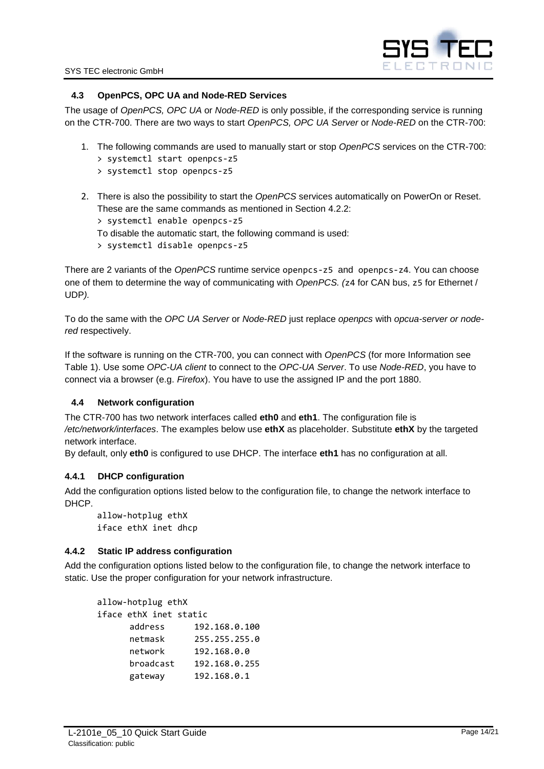### 4.3 OpenPCS, OPC UA and Node-RED Services

The usage of *OpenPCS, OPC UA* or *Node-RED* is only possible, if the corresponding service is running on the CTR-700. There are two ways to start *OpenPCS, OPC UA Server* or *Node-RED* on the CTR-700:

1. The following commands are used to manually start or stop *OpenPCS* services on the CTR-700:
   ```
   > systemctl start openpcs-z5
   > systemctl stop openpcs-z5
   ```

2. There is also the possibility to start the *OpenPCS* services automatically on PowerOn or Reset. These are the same commands as mentioned in Section 4.2.2:
   ```
   > systemctl enable openpcs-z5
   ```
   To disable the automatic start, the following command is used:
   ```
   > systemctl disable openpcs-z5
   ```

There are 2 variants of the *OpenPCS* runtime service `openpcs-z5` and `openpcs-z4`. You can choose one of them to determine the way of communicating with *OpenPCS. (*`z4` for CAN bus, `z5` for Ethernet / UDP*).*

To do the same with the *OPC UA Server* or *Node-RED* just replace *openpcs* with *opcua-server or node-red* respectively.

If the software is running on the CTR-700, you can connect with *OpenPCS* (for more Information see Table 1). Use some *OPC-UA client* to connect to the *OPC-UA Server*. To use *Node-RED*, you have to connect via a browser (e.g. *Firefox*). You have to use the assigned IP and the port 1880.

### 4.4 Network configuration

The CTR-700 has two network interfaces called **eth0** and **eth1**. The configuration file is */etc/network/interfaces*. The examples below use **ethX** as placeholder. Substitute **ethX** by the targeted network interface.
By default, only **eth0** is configured to use DHCP. The interface **eth1** has no configuration at all.

#### 4.4.1 DHCP configuration

Add the configuration options listed below to the configuration file, to change the network interface to DHCP.

```
allow-hotplug ethX
iface ethX inet dhcp
```

#### 4.4.2 Static IP address configuration

Add the configuration options listed below to the configuration file, to change the network interface to static. Use the proper configuration for your network infrastructure.

```
allow-hotplug ethX
iface ethX inet static
      address      192.168.0.100
      netmask      255.255.255.0
      network      192.168.0.0
      broadcast    192.168.0.255
      gateway      192.168.0.1
```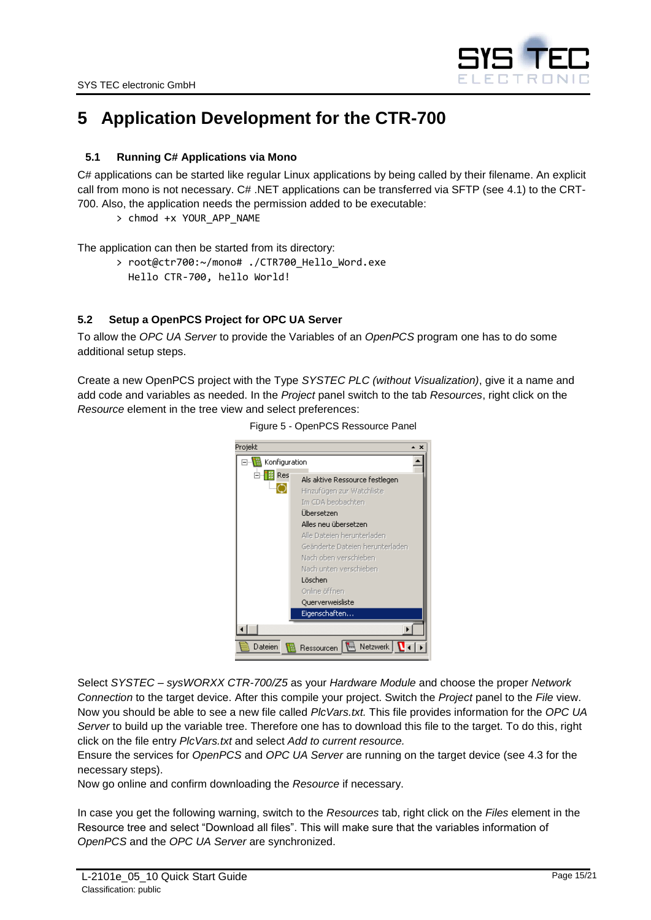# 5 Application Development for the CTR-700

## 5.1 Running C# Applications via Mono

C# applications can be started like regular Linux applications by being called by their filename. An explicit call from mono is not necessary. C# .NET applications can be transferred via SFTP (see 4.1) to the CRT-700. Also, the application needs the permission added to be executable:

```
> chmod +x YOUR_APP_NAME
```

The application can then be started from its directory:

```
> root@ctr700:~/mono# ./CTR700_Hello_Word.exe
  Hello CTR-700, hello World!
```

## 5.2 Setup a OpenPCS Project for OPC UA Server

To allow the *OPC UA Server* to provide the Variables of an *OpenPCS* program one has to do some additional setup steps.

Create a new OpenPCS project with the Type *SYSTEC PLC (without Visualization)*, give it a name and add code and variables as needed. In the *Project* panel switch to the tab *Resources*, right click on the *Resource* element in the tree view and select preferences:

Figure 5 - OpenPCS Ressource Panel

Select *SYSTEC – sysWORXX CTR-700/Z5* as your *Hardware Module* and choose the proper *Network Connection* to the target device. After this compile your project. Switch the *Project* panel to the *File* view. Now you should be able to see a new file called *PlcVars.txt.* This file provides information for the *OPC UA Server* to build up the variable tree. Therefore one has to download this file to the target. To do this, right click on the file entry *PlcVars.txt* and select *Add to current resource.*
Ensure the services for *OpenPCS* and *OPC UA Server* are running on the target device (see 4.3 for the necessary steps).
Now go online and confirm downloading the *Resource* if necessary.

In case you get the following warning, switch to the *Resources* tab, right click on the *Files* element in the Resource tree and select "Download all files". This will make sure that the variables information of *OpenPCS* and the *OPC UA Server* are synchronized.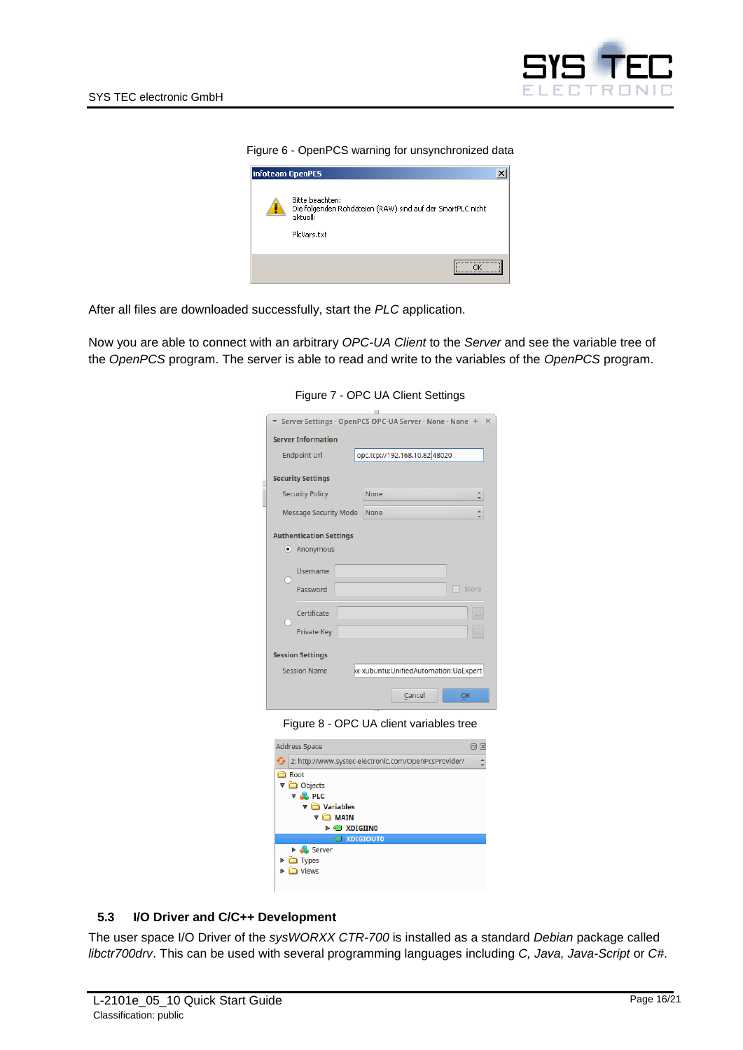Figure 6 - OpenPCS warning for unsynchronized data

After all files are downloaded successfully, start the *PLC* application.

Now you are able to connect with an arbitrary *OPC-UA Client* to the *Server* and see the variable tree of the *OpenPCS* program. The server is able to read and write to the variables of the *OpenPCS* program.

Figure 7 - OPC UA Client Settings

Figure 8 - OPC UA client variables tree

### 5.3 I/O Driver and C/C++ Development

The user space I/O Driver of the *sysWORXX CTR-700* is installed as a standard *Debian* package called *libctr700drv*. This can be used with several programming languages including *C, Java, Java-Script* or *C#*.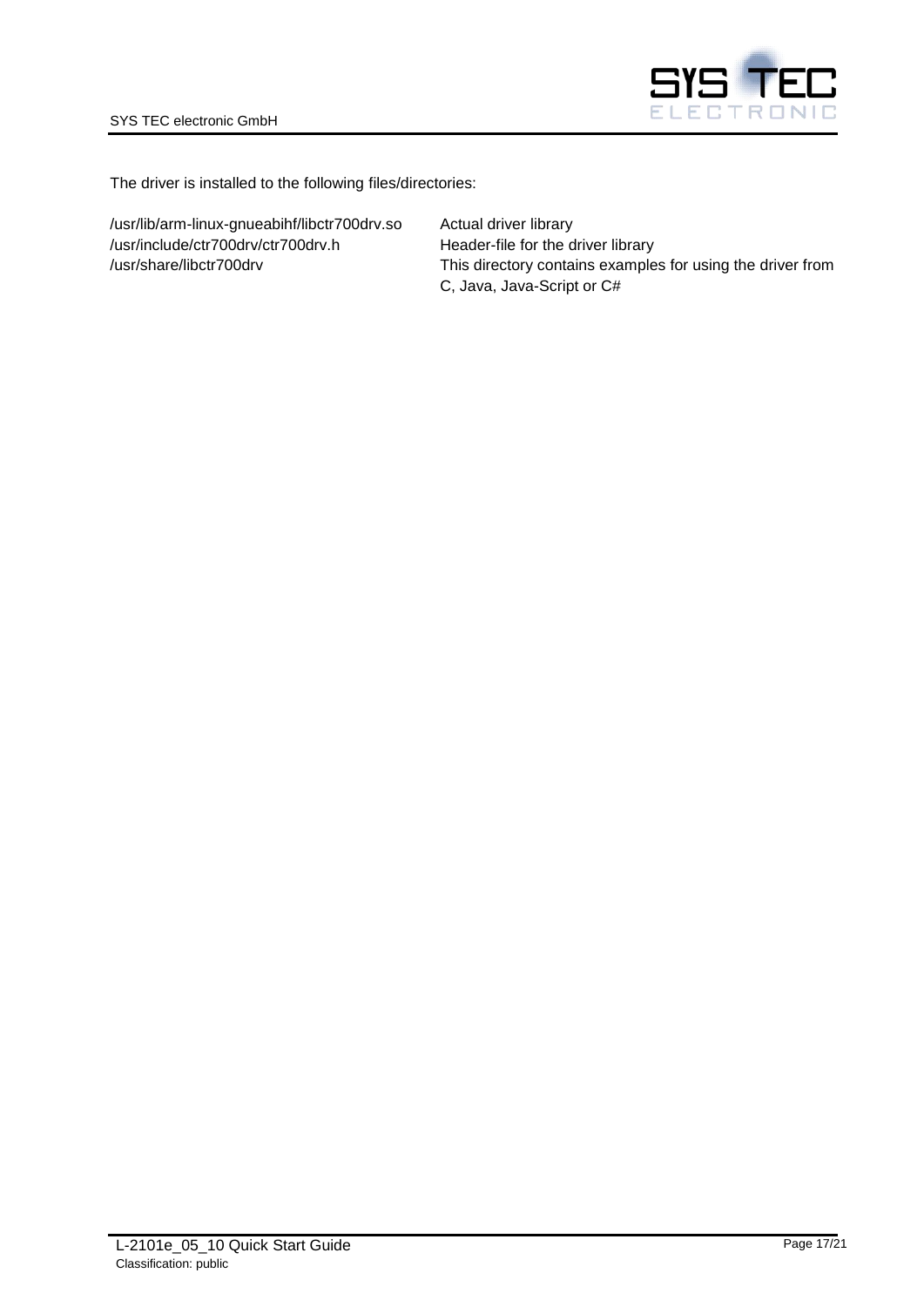The driver is installed to the following files/directories:

| | |
|---|---|
| /usr/lib/arm-linux-gnueabihf/libctr700drv.so | Actual driver library |
| /usr/include/ctr700drv/ctr700drv.h | Header-file for the driver library |
| /usr/share/libctr700drv | This directory contains examples for using the driver from C, Java, Java-Script or C# |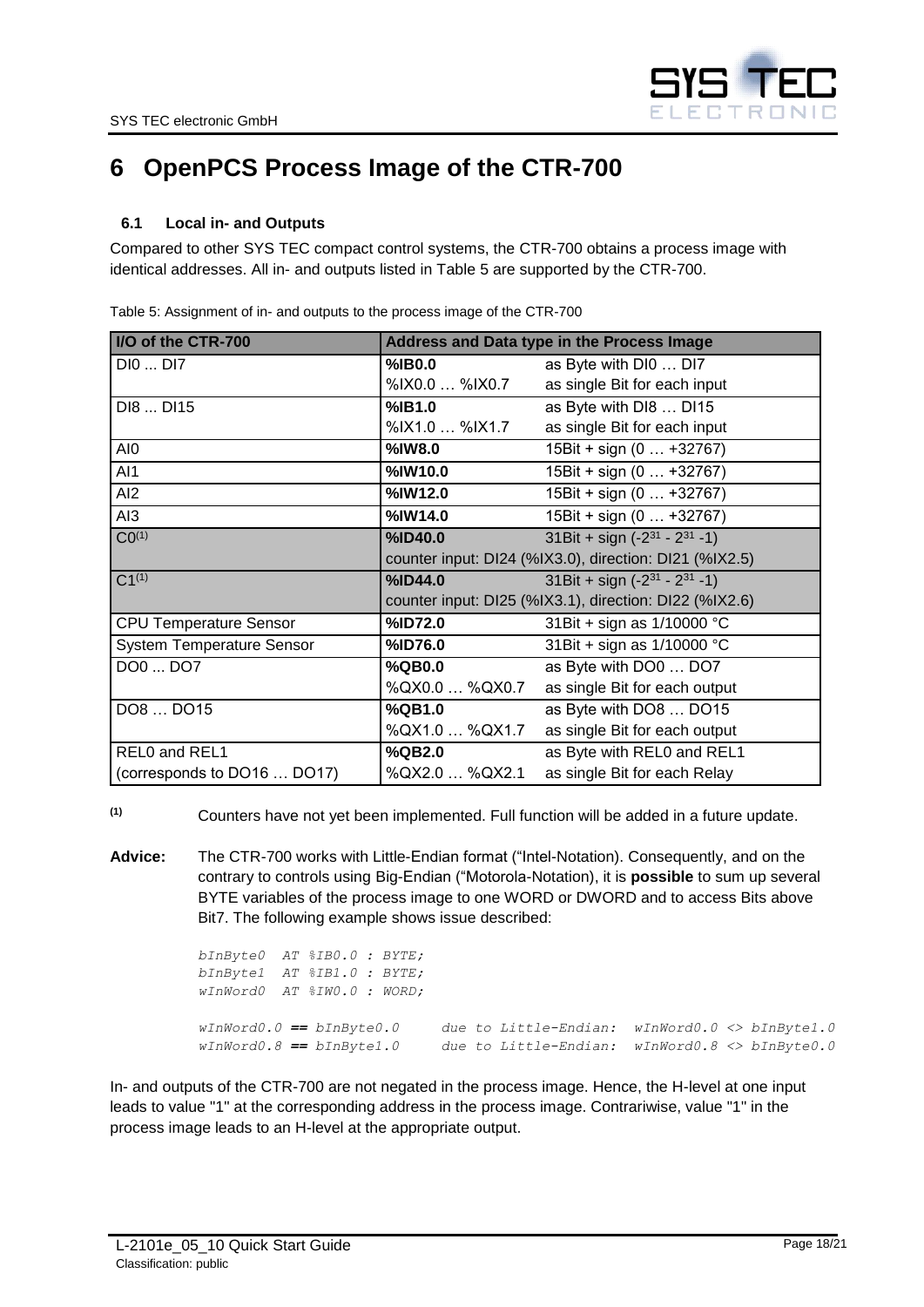// OpenPCS process image page (running header "SYS TEC electronic GmbH" and footer omitted)

# 6 OpenPCS Process Image of the CTR-700

## 6.1 Local in- and Outputs

Compared to other SYS TEC compact control systems, the CTR-700 obtains a process image with identical addresses. All in- and outputs listed in Table 5 are supported by the CTR-700.

Table 5: Assignment of in- and outputs to the process image of the CTR-700

| I/O of the CTR-700 | Address and Data type in the Process Image | |
|---|---|---|
| DI0 ... DI7 | **%IB0.0** | as Byte with DI0 … DI7 |
| | %IX0.0 … %IX0.7 | as single Bit for each input |
| DI8 ... DI15 | **%IB1.0** | as Byte with DI8 … DI15 |
| | %IX1.0 … %IX1.7 | as single Bit for each input |
| AI0 | **%IW8.0** | 15Bit + sign (0 … +32767) |
| AI1 | **%IW10.0** | 15Bit + sign (0 … +32767) |
| AI2 | **%IW12.0** | 15Bit + sign (0 … +32767) |
| AI3 | **%IW14.0** | 15Bit + sign (0 … +32767) |
| C0[(1)] | **%ID40.0** | 31Bit + sign ($-2^{31}$ - $2^{31}$ -1) |
| | counter input: DI24 (%IX3.0), direction: DI21 (%IX2.5) | |
| C1[(1)] | **%ID44.0** | 31Bit + sign ($-2^{31}$ - $2^{31}$ -1) |
| | counter input: DI25 (%IX3.1), direction: DI22 (%IX2.6) | |
| CPU Temperature Sensor | **%ID72.0** | 31Bit + sign as 1/10000 °C |
| System Temperature Sensor | **%ID76.0** | 31Bit + sign as 1/10000 °C |
| DO0 ... DO7 | **%QB0.0** | as Byte with DO0 … DO7 |
| | %QX0.0 … %QX0.7 | as single Bit for each output |
| DO8 … DO15 | **%QB1.0** | as Byte with DO8 … DO15 |
| | %QX1.0 … %QX1.7 | as single Bit for each output |
| REL0 and REL1 | **%QB2.0** | as Byte with REL0 and REL1 |
| (corresponds to DO16 … DO17) | %QX2.0 … %QX2.1 | as single Bit for each Relay |

**(1)** Counters have not yet been implemented. Full function will be added in a future update.

**Advice:** The CTR-700 works with Little-Endian format ("Intel-Notation). Consequently, and on the contrary to controls using Big-Endian ("Motorola-Notation), it is **possible** to sum up several BYTE variables of the process image to one WORD or DWORD and to access Bits above Bit7. The following example shows issue described:

```
bInByte0  AT %IB0.0 : BYTE;
bInByte1  AT %IB1.0 : BYTE;
wInWord0  AT %IW0.0 : WORD;

wInWord0.0 == bInByte0.0     due to Little-Endian:  wInWord0.0 <> bInByte1.0
wInWord0.8 == bInByte1.0     due to Little-Endian:  wInWord0.8 <> bInByte0.0
```

In- and outputs of the CTR-700 are not negated in the process image. Hence, the H-level at one input leads to value "1" at the corresponding address in the process image. Contrariwise, value "1" in the process image leads to an H-level at the appropriate output.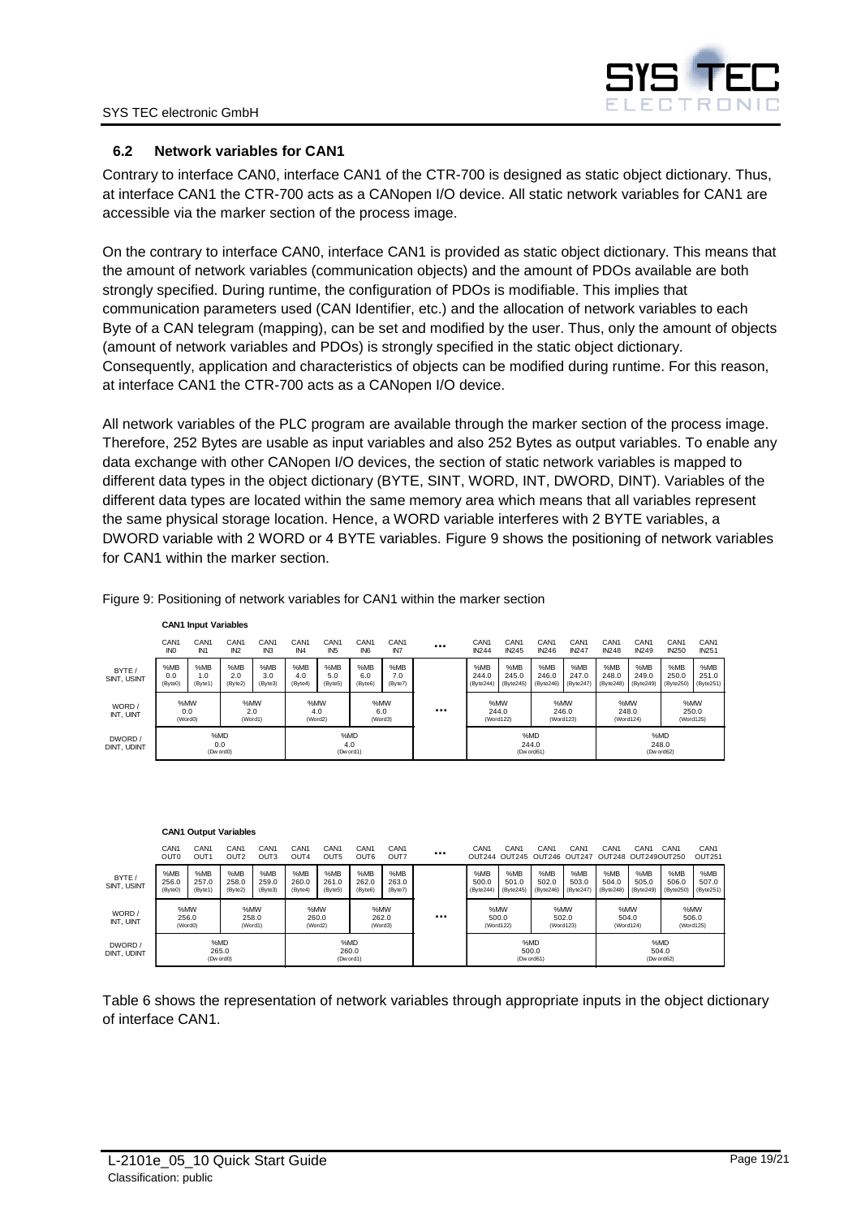## 6.2 Network variables for CAN1

Contrary to interface CAN0, interface CAN1 of the CTR-700 is designed as static object dictionary. Thus, at interface CAN1 the CTR-700 acts as a CANopen I/O device. All static network variables for CAN1 are accessible via the marker section of the process image.

On the contrary to interface CAN0, interface CAN1 is provided as static object dictionary. This means that the amount of network variables (communication objects) and the amount of PDOs available are both strongly specified. During runtime, the configuration of PDOs is modifiable. This implies that communication parameters used (CAN Identifier, etc.) and the allocation of network variables to each Byte of a CAN telegram (mapping), can be set and modified by the user. Thus, only the amount of objects (amount of network variables and PDOs) is strongly specified in the static object dictionary. Consequently, application and characteristics of objects can be modified during runtime. For this reason, at interface CAN1 the CTR-700 acts as a CANopen I/O device.

All network variables of the PLC program are available through the marker section of the process image. Therefore, 252 Bytes are usable as input variables and also 252 Bytes as output variables. To enable any data exchange with other CANopen I/O devices, the section of static network variables is mapped to different data types in the object dictionary (BYTE, SINT, WORD, INT, DWORD, DINT). Variables of the different data types are located within the same memory area which means that all variables represent the same physical storage location. Hence, a WORD variable interferes with 2 BYTE variables, a DWORD variable with 2 WORD or 4 BYTE variables. Figure 9 shows the positioning of network variables for CAN1 within the marker section.

Figure 9: Positioning of network variables for CAN1 within the marker section

**CAN1 Input Variables**

| | CAN1 IN0 | CAN1 IN1 | CAN1 IN2 | CAN1 IN3 | CAN1 IN4 | CAN1 IN5 | CAN1 IN6 | CAN1 IN7 | ... | CAN1 IN244 | CAN1 IN245 | CAN1 IN246 | CAN1 IN247 | CAN1 IN248 | CAN1 IN249 | CAN1 IN250 | CAN1 IN251 |
|---|---|---|---|---|---|---|---|---|---|---|---|---|---|---|---|---|---|
| BYTE / SINT, USINT | %MB 0.0 (Byte0) | %MB 1.0 (Byte1) | %MB 2.0 (Byte2) | %MB 3.0 (Byte3) | %MB 4.0 (Byte4) | %MB 5.0 (Byte5) | %MB 6.0 (Byte6) | %MB 7.0 (Byte7) | | %MB 244.0 (Byte244) | %MB 245.0 (Byte245) | %MB 246.0 (Byte246) | %MB 247.0 (Byte247) | %MB 248.0 (Byte248) | %MB 249.0 (Byte249) | %MB 250.0 (Byte250) | %MB 251.0 (Byte251) |
| WORD / INT, UINT | %MW 0.0 (Word0) | | %MW 2.0 (Word1) | | %MW 4.0 (Word2) | | %MW 6.0 (Word3) | | ... | %MW 244.0 (Word122) | | %MW 246.0 (Word123) | | %MW 248.0 (Word124) | | %MW 250.0 (Word125) | |
| DWORD / DINT, UDINT | %MD 0.0 (Dword0) | | | | %MD 4.0 (Dword1) | | | | | %MD 244.0 (Dword61) | | | | %MD 248.0 (Dword62) | | | |

**CAN1 Output Variables**

| | CAN1 OUT0 | CAN1 OUT1 | CAN1 OUT2 | CAN1 OUT3 | CAN1 OUT4 | CAN1 OUT5 | CAN1 OUT6 | CAN1 OUT7 | ... | CAN1 OUT244 | CAN1 OUT245 | CAN1 OUT246 | CAN1 OUT247 | CAN1 OUT248 | CAN1 OUT249 | CAN1 OUT250 | CAN1 OUT251 |
|---|---|---|---|---|---|---|---|---|---|---|---|---|---|---|---|---|---|
| BYTE / SINT, USINT | %MB 256.0 (Byte0) | %MB 257.0 (Byte1) | %MB 258.0 (Byte2) | %MB 259.0 (Byte3) | %MB 260.0 (Byte4) | %MB 261.0 (Byte5) | %MB 262.0 (Byte6) | %MB 263.0 (Byte7) | | %MB 500.0 (Byte244) | %MB 501.0 (Byte245) | %MB 502.0 (Byte246) | %MB 503.0 (Byte247) | %MB 504.0 (Byte248) | %MB 505.0 (Byte249) | %MB 506.0 (Byte250) | %MB 507.0 (Byte251) |
| WORD / INT, UINT | %MW 256.0 (Word0) | | %MW 258.0 (Word1) | | %MW 260.0 (Word2) | | %MW 262.0 (Word3) | | ... | %MW 500.0 (Word122) | | %MW 502.0 (Word123) | | %MW 504.0 (Word124) | | %MW 506.0 (Word125) | |
| DWORD / DINT, UDINT | %MD 265.0 (Dword0) | | | | %MD 260.0 (Dword1) | | | | | %MD 500.0 (Dword61) | | | | %MD 504.0 (Dword62) | | | |

Table 6 shows the representation of network variables through appropriate inputs in the object dictionary of interface CAN1.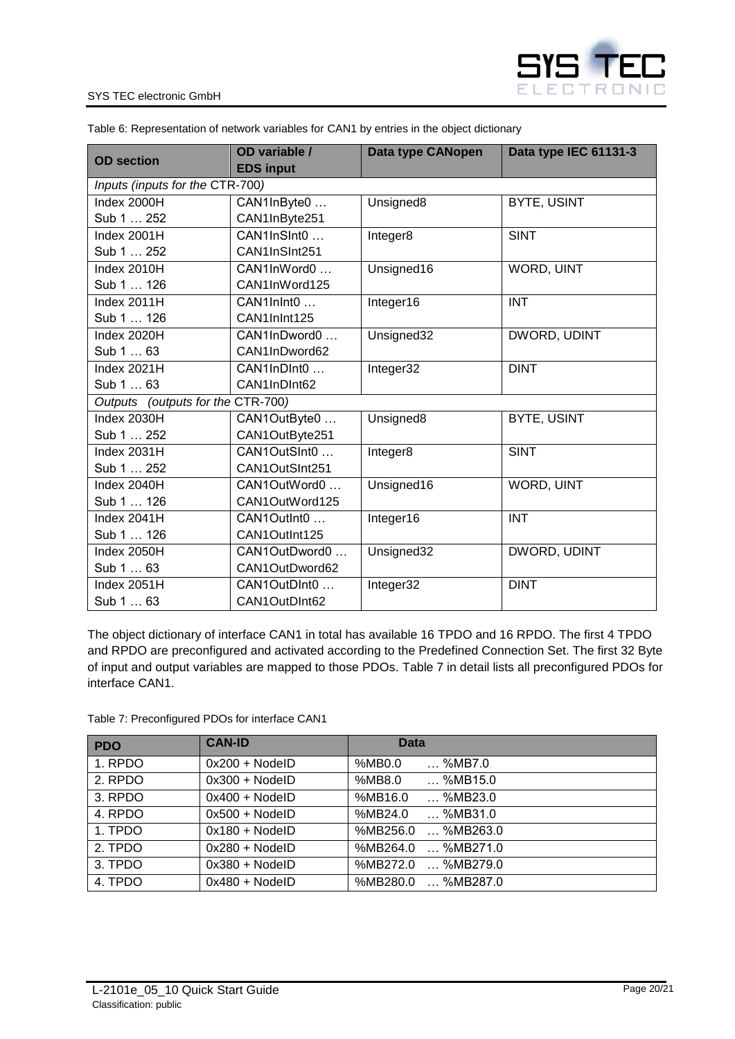Table 6: Representation of network variables for CAN1 by entries in the object dictionary

| OD section | OD variable / EDS input | Data type CANopen | Data type IEC 61131-3 |
|---|---|---|---|
| *Inputs (inputs for the CTR-700)* | | | |
| Index 2000H Sub 1 … 252 | CAN1InByte0 … CAN1InByte251 | Unsigned8 | BYTE, USINT |
| Index 2001H Sub 1 … 252 | CAN1InSInt0 … CAN1InSInt251 | Integer8 | SINT |
| Index 2010H Sub 1 … 126 | CAN1InWord0 … CAN1InWord125 | Unsigned16 | WORD, UINT |
| Index 2011H Sub 1 … 126 | CAN1InInt0 … CAN1InInt125 | Integer16 | INT |
| Index 2020H Sub 1 … 63 | CAN1InDword0 … CAN1InDword62 | Unsigned32 | DWORD, UDINT |
| Index 2021H Sub 1 … 63 | CAN1InDInt0 … CAN1InDInt62 | Integer32 | DINT |
| *Outputs (outputs for the CTR-700)* | | | |
| Index 2030H Sub 1 … 252 | CAN1OutByte0 … CAN1OutByte251 | Unsigned8 | BYTE, USINT |
| Index 2031H Sub 1 … 252 | CAN1OutSInt0 … CAN1OutSInt251 | Integer8 | SINT |
| Index 2040H Sub 1 … 126 | CAN1OutWord0 … CAN1OutWord125 | Unsigned16 | WORD, UINT |
| Index 2041H Sub 1 … 126 | CAN1OutInt0 … CAN1OutInt125 | Integer16 | INT |
| Index 2050H Sub 1 … 63 | CAN1OutDword0 … CAN1OutDword62 | Unsigned32 | DWORD, UDINT |
| Index 2051H Sub 1 … 63 | CAN1OutDInt0 … CAN1OutDInt62 | Integer32 | DINT |

The object dictionary of interface CAN1 in total has available 16 TPDO and 16 RPDO. The first 4 TPDO and RPDO are preconfigured and activated according to the Predefined Connection Set. The first 32 Byte of input and output variables are mapped to those PDOs. Table 7 in detail lists all preconfigured PDOs for interface CAN1.

Table 7: Preconfigured PDOs for interface CAN1

| PDO | CAN-ID | Data |
|---|---|---|
| 1. RPDO | 0x200 + NodeID | %MB0.0 … %MB7.0 |
| 2. RPDO | 0x300 + NodeID | %MB8.0 … %MB15.0 |
| 3. RPDO | 0x400 + NodeID | %MB16.0 … %MB23.0 |
| 4. RPDO | 0x500 + NodeID | %MB24.0 … %MB31.0 |
| 1. TPDO | 0x180 + NodeID | %MB256.0 … %MB263.0 |
| 2. TPDO | 0x280 + NodeID | %MB264.0 … %MB271.0 |
| 3. TPDO | 0x380 + NodeID | %MB272.0 … %MB279.0 |
| 4. TPDO | 0x480 + NodeID | %MB280.0 … %MB287.0 |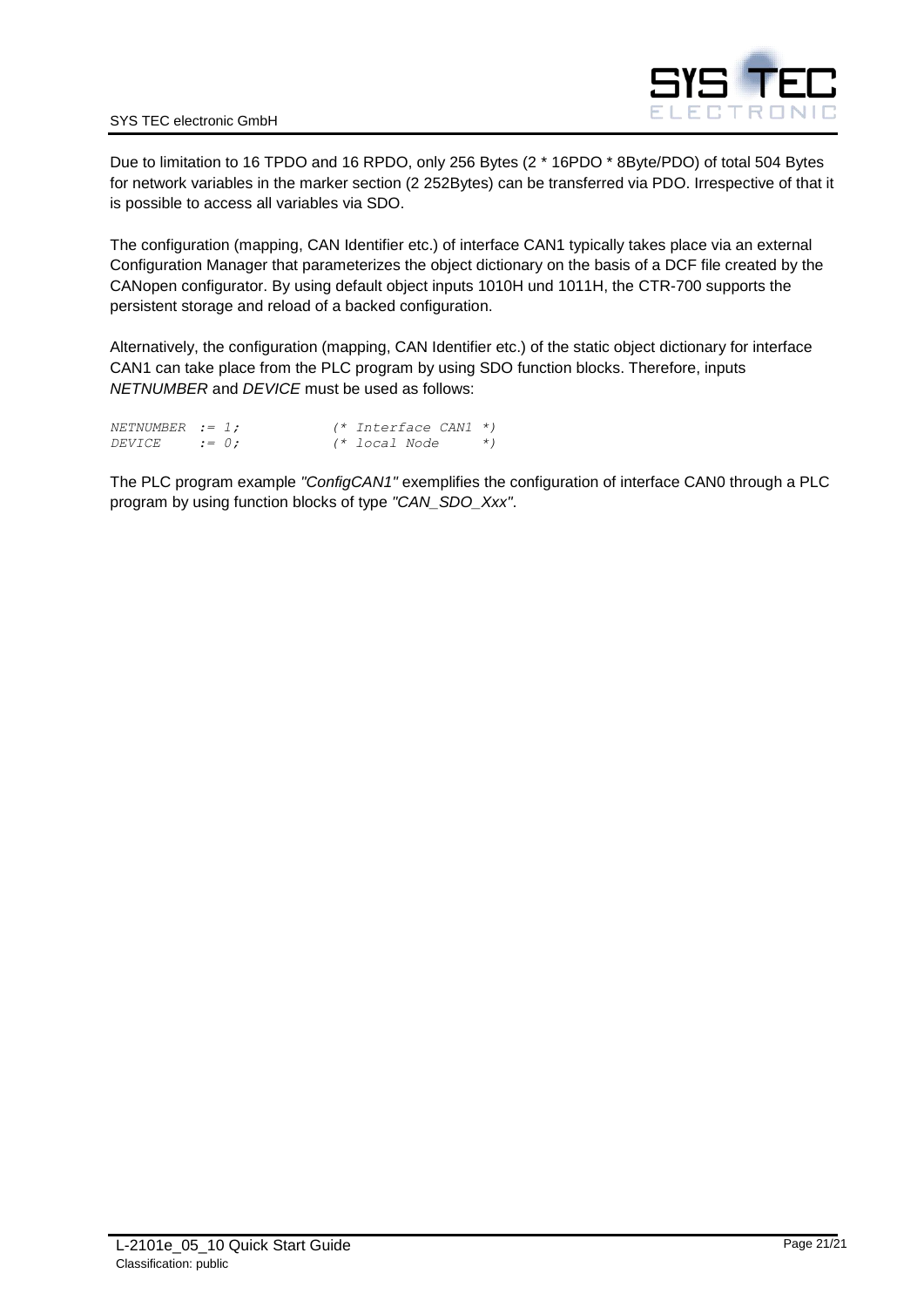Due to limitation to 16 TPDO and 16 RPDO, only 256 Bytes (2 * 16PDO * 8Byte/PDO) of total 504 Bytes for network variables in the marker section (2 252Bytes) can be transferred via PDO. Irrespective of that it is possible to access all variables via SDO.

The configuration (mapping, CAN Identifier etc.) of interface CAN1 typically takes place via an external Configuration Manager that parameterizes the object dictionary on the basis of a DCF file created by the CANopen configurator. By using default object inputs 1010H und 1011H, the CTR-700 supports the persistent storage and reload of a backed configuration.

Alternatively, the configuration (mapping, CAN Identifier etc.) of the static object dictionary for interface CAN1 can take place from the PLC program by using SDO function blocks. Therefore, inputs *NETNUMBER* and *DEVICE* must be used as follows:

```
NETNUMBER  := 1;            (* Interface CAN1 *)
DEVICE     := 0;            (* local Node     *)
```

The PLC program example *"ConfigCAN1"* exemplifies the configuration of interface CAN0 through a PLC program by using function blocks of type *"CAN_SDO_Xxx"*.